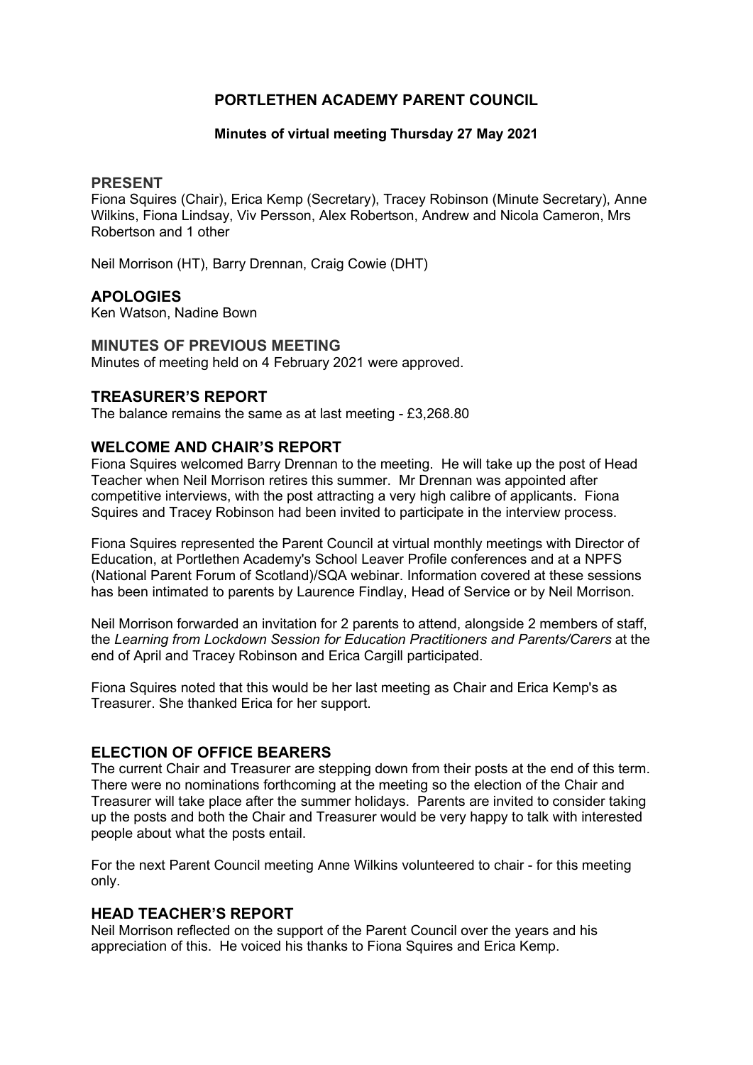# PORTLETHEN ACADEMY PARENT COUNCIL

### Minutes of virtual meeting Thursday 27 May 2021

## PRESENT

Fiona Squires (Chair), Erica Kemp (Secretary), Tracey Robinson (Minute Secretary), Anne Wilkins, Fiona Lindsay, Viv Persson, Alex Robertson, Andrew and Nicola Cameron, Mrs Robertson and 1 other

Neil Morrison (HT), Barry Drennan, Craig Cowie (DHT)

## APOLOGIES

Ken Watson, Nadine Bown

## MINUTES OF PREVIOUS MEETING

Minutes of meeting held on 4 February 2021 were approved.

## TREASURER'S REPORT

The balance remains the same as at last meeting - £3,268.80

## WELCOME AND CHAIR'S REPORT

Fiona Squires welcomed Barry Drennan to the meeting. He will take up the post of Head Teacher when Neil Morrison retires this summer. Mr Drennan was appointed after competitive interviews, with the post attracting a very high calibre of applicants. Fiona Squires and Tracey Robinson had been invited to participate in the interview process.

Fiona Squires represented the Parent Council at virtual monthly meetings with Director of Education, at Portlethen Academy's School Leaver Profile conferences and at a NPFS (National Parent Forum of Scotland)/SQA webinar. Information covered at these sessions has been intimated to parents by Laurence Findlay, Head of Service or by Neil Morrison.

Neil Morrison forwarded an invitation for 2 parents to attend, alongside 2 members of staff, the *Learning from Lockdown Session for Education Practitioners and Parents/Carers* at the end of April and Tracey Robinson and Erica Cargill participated.

Fiona Squires noted that this would be her last meeting as Chair and Erica Kemp's as Treasurer. She thanked Erica for her support.

## ELECTION OF OFFICE BEARERS

The current Chair and Treasurer are stepping down from their posts at the end of this term. There were no nominations forthcoming at the meeting so the election of the Chair and Treasurer will take place after the summer holidays. Parents are invited to consider taking up the posts and both the Chair and Treasurer would be very happy to talk with interested people about what the posts entail.

For the next Parent Council meeting Anne Wilkins volunteered to chair - for this meeting only.

## HEAD TEACHER'S REPORT

Neil Morrison reflected on the support of the Parent Council over the years and his appreciation of this. He voiced his thanks to Fiona Squires and Erica Kemp.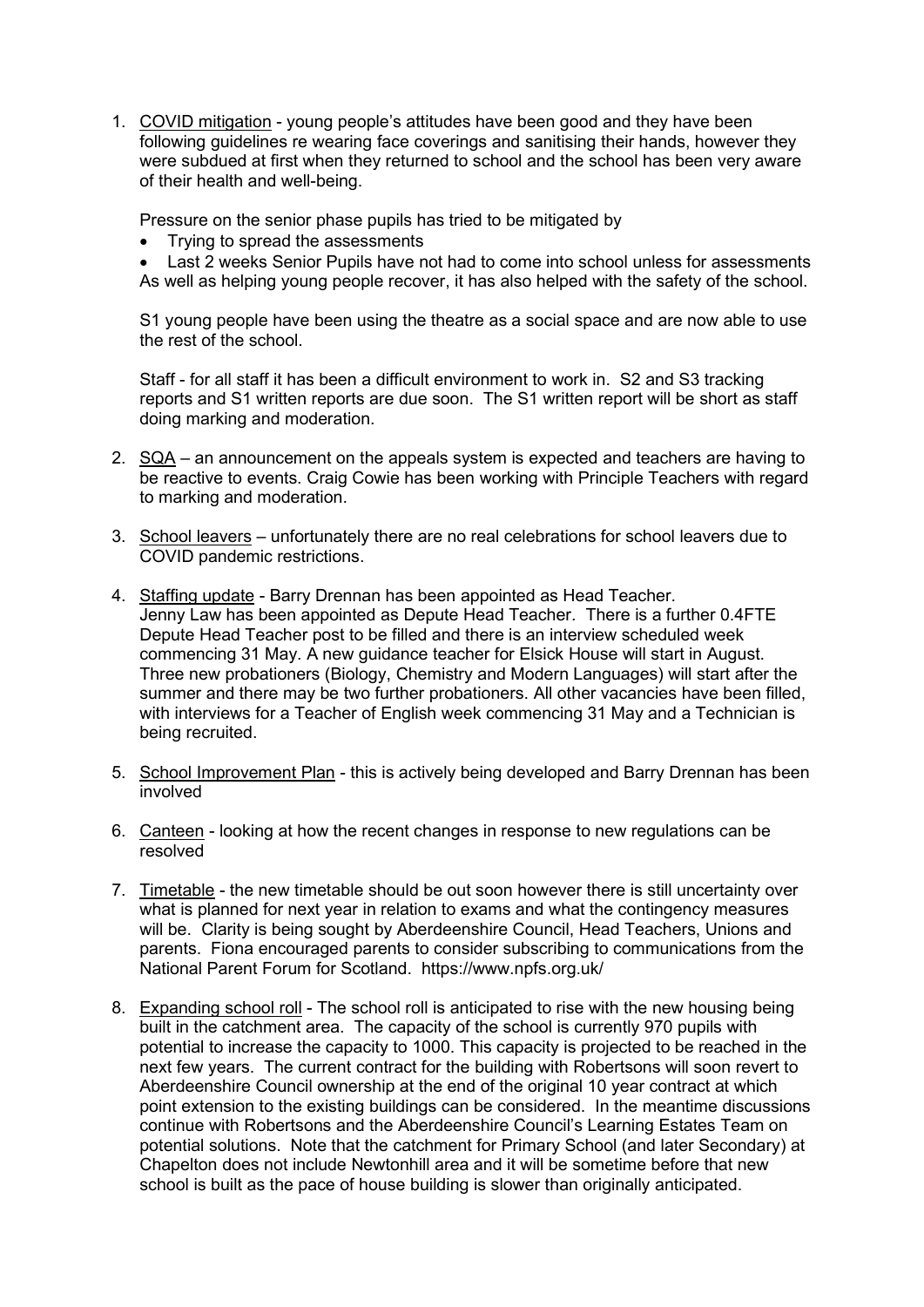1. <u>COVID mitigation</u> - young people's attitudes have been good and they have been following guidelines re wearing face coverings and sanitising their hands, however they were subdued at first when they returned to school and the school has been very aware of their health and well-being.

   Pressure on the senior phase pupils has tried to be mitigated by

   - Trying to spread the assessments
   - Last 2 weeks Senior Pupils have not had to come into school unless for assessments

   As well as helping young people recover, it has also helped with the safety of the school.

   S1 young people have been using the theatre as a social space and are now able to use the rest of the school.

   Staff - for all staff it has been a difficult environment to work in. S2 and S3 tracking reports and S1 written reports are due soon. The S1 written report will be short as staff doing marking and moderation.

2. <u>SQA</u> – an announcement on the appeals system is expected and teachers are having to be reactive to events. Craig Cowie has been working with Principle Teachers with regard to marking and moderation.

3. <u>School leavers</u> – unfortunately there are no real celebrations for school leavers due to COVID pandemic restrictions.

4. <u>Staffing update</u> - Barry Drennan has been appointed as Head Teacher. Jenny Law has been appointed as Depute Head Teacher. There is a further 0.4FTE Depute Head Teacher post to be filled and there is an interview scheduled week commencing 31 May. A new guidance teacher for Elsick House will start in August. Three new probationers (Biology, Chemistry and Modern Languages) will start after the summer and there may be two further probationers. All other vacancies have been filled, with interviews for a Teacher of English week commencing 31 May and a Technician is being recruited.

5. <u>School Improvement Plan</u> - this is actively being developed and Barry Drennan has been involved

6. <u>Canteen</u> - looking at how the recent changes in response to new regulations can be resolved

7. <u>Timetable</u> - the new timetable should be out soon however there is still uncertainty over what is planned for next year in relation to exams and what the contingency measures will be. Clarity is being sought by Aberdeenshire Council, Head Teachers, Unions and parents. Fiona encouraged parents to consider subscribing to communications from the National Parent Forum for Scotland. https://www.npfs.org.uk/

8. <u>Expanding school roll</u> - The school roll is anticipated to rise with the new housing being built in the catchment area. The capacity of the school is currently 970 pupils with potential to increase the capacity to 1000. This capacity is projected to be reached in the next few years. The current contract for the building with Robertsons will soon revert to Aberdeenshire Council ownership at the end of the original 10 year contract at which point extension to the existing buildings can be considered. In the meantime discussions continue with Robertsons and the Aberdeenshire Council's Learning Estates Team on potential solutions. Note that the catchment for Primary School (and later Secondary) at Chapelton does not include Newtonhill area and it will be sometime before that new school is built as the pace of house building is slower than originally anticipated.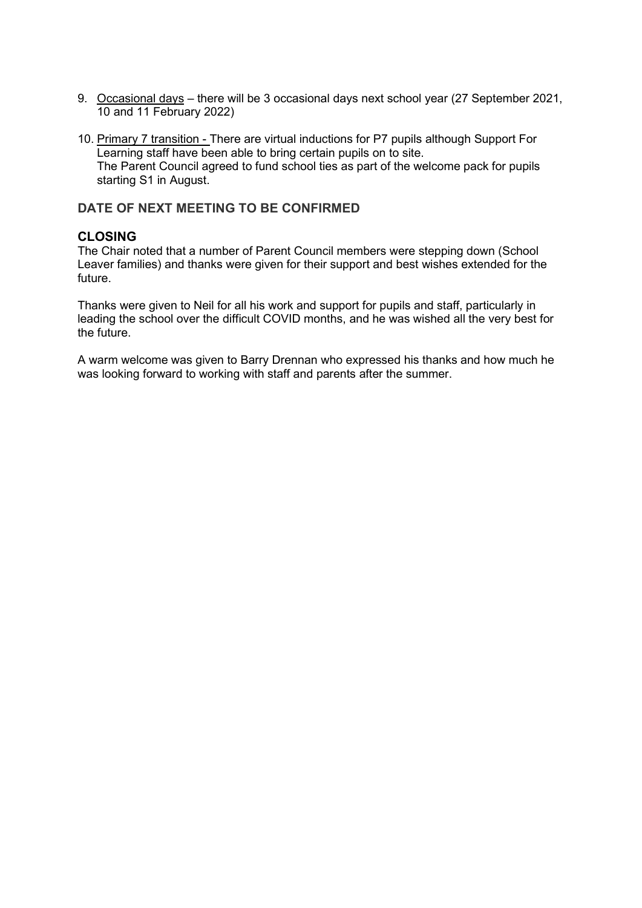9. Occasional days – there will be 3 occasional days next school year (27 September 2021, 10 and 11 February 2022)

10. Primary 7 transition - There are virtual inductions for P7 pupils although Support For Learning staff have been able to bring certain pupils on to site.
    The Parent Council agreed to fund school ties as part of the welcome pack for pupils starting S1 in August.

## DATE OF NEXT MEETING TO BE CONFIRMED

## CLOSING

The Chair noted that a number of Parent Council members were stepping down (School Leaver families) and thanks were given for their support and best wishes extended for the future.

Thanks were given to Neil for all his work and support for pupils and staff, particularly in leading the school over the difficult COVID months, and he was wished all the very best for the future.

A warm welcome was given to Barry Drennan who expressed his thanks and how much he was looking forward to working with staff and parents after the summer.